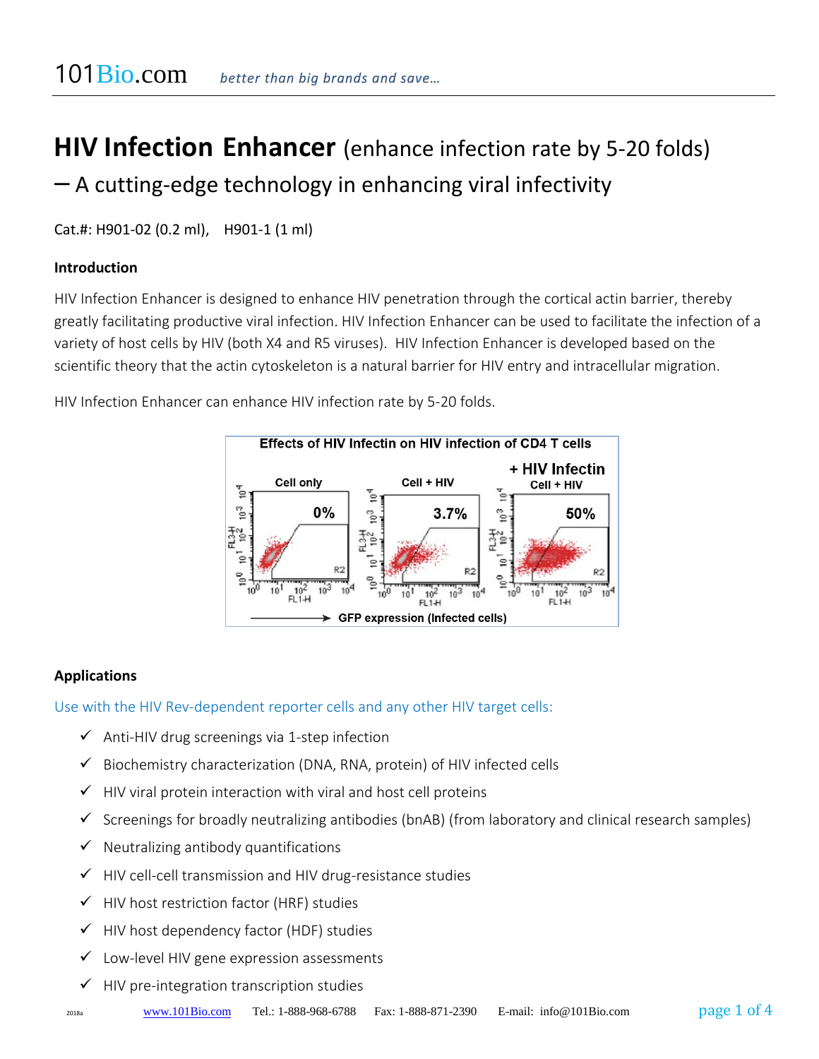# HIV Infection Enhancer (enhance infection rate by 5-20 folds)

## – A cutting-edge technology in enhancing viral infectivity

Cat.#: H901-02 (0.2 ml),   H901-1 (1 ml)

### Introduction

HIV Infection Enhancer is designed to enhance HIV penetration through the cortical actin barrier, thereby greatly facilitating productive viral infection. HIV Infection Enhancer can be used to facilitate the infection of a variety of host cells by HIV (both X4 and R5 viruses). HIV Infection Enhancer is developed based on the scientific theory that the actin cytoskeleton is a natural barrier for HIV entry and intracellular migration.

HIV Infection Enhancer can enhance HIV infection rate by 5-20 folds.

### Applications

Use with the HIV Rev-dependent reporter cells and any other HIV target cells:

- ✓ Anti-HIV drug screenings via 1-step infection
- ✓ Biochemistry characterization (DNA, RNA, protein) of HIV infected cells
- ✓ HIV viral protein interaction with viral and host cell proteins
- ✓ Screenings for broadly neutralizing antibodies (bnAB) (from laboratory and clinical research samples)
- ✓ Neutralizing antibody quantifications
- ✓ HIV cell-cell transmission and HIV drug-resistance studies
- ✓ HIV host restriction factor (HRF) studies
- ✓ HIV host dependency factor (HDF) studies
- ✓ Low-level HIV gene expression assessments
- ✓ HIV pre-integration transcription studies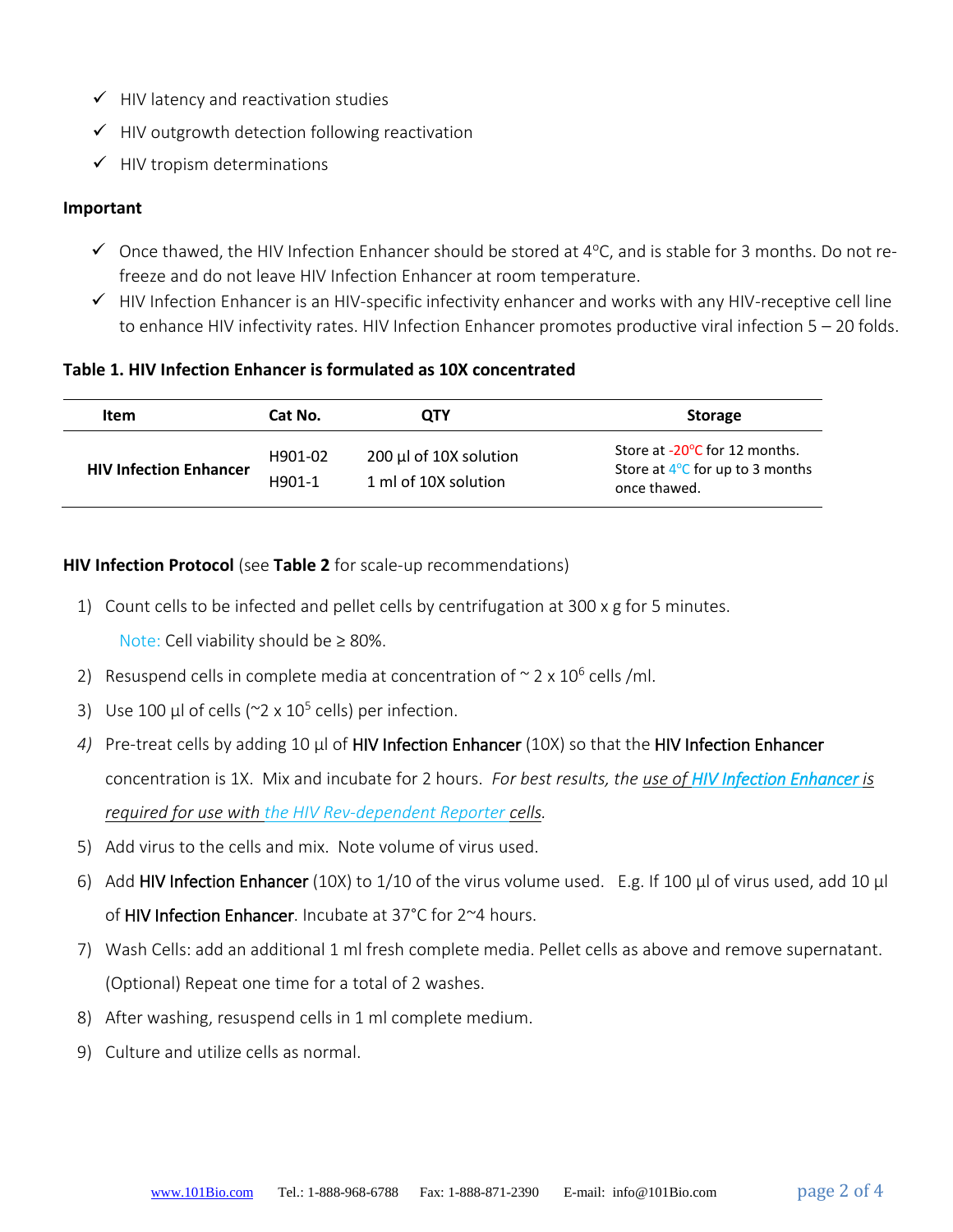- ✓ HIV latency and reactivation studies
- ✓ HIV outgrowth detection following reactivation
- ✓ HIV tropism determinations

**Important**

- ✓ Once thawed, the HIV Infection Enhancer should be stored at 4°C, and is stable for 3 months. Do not re-freeze and do not leave HIV Infection Enhancer at room temperature.
- ✓ HIV Infection Enhancer is an HIV-specific infectivity enhancer and works with any HIV-receptive cell line to enhance HIV infectivity rates. HIV Infection Enhancer promotes productive viral infection 5 – 20 folds.

**Table 1. HIV Infection Enhancer is formulated as 10X concentrated**

| Item | Cat No. | QTY | Storage |
|---|---|---|---|
| **HIV Infection Enhancer** | H901-02<br>H901-1 | 200 µl of 10X solution<br>1 ml of 10X solution | Store at -20°C for 12 months.<br>Store at 4°C for up to 3 months once thawed. |

**HIV Infection Protocol** (see **Table 2** for scale-up recommendations)

1) Count cells to be infected and pellet cells by centrifugation at 300 x g for 5 minutes.

   Note: Cell viability should be ≥ 80%.

2) Resuspend cells in complete media at concentration of ~ $2 \times 10^6$ cells /ml.
3) Use 100 µl of cells (~$2 \times 10^5$ cells) per infection.
4) Pre-treat cells by adding 10 µl of **HIV Infection Enhancer** (10X) so that the **HIV Infection Enhancer** concentration is 1X. Mix and incubate for 2 hours. *For best results, the use of HIV Infection Enhancer is required for use with the HIV Rev-dependent Reporter cells.*
5) Add virus to the cells and mix. Note volume of virus used.
6) Add **HIV Infection Enhancer** (10X) to 1/10 of the virus volume used. E.g. If 100 µl of virus used, add 10 µl of **HIV Infection Enhancer**. Incubate at 37°C for 2~4 hours.
7) Wash Cells: add an additional 1 ml fresh complete media. Pellet cells as above and remove supernatant. (Optional) Repeat one time for a total of 2 washes.
8) After washing, resuspend cells in 1 ml complete medium.
9) Culture and utilize cells as normal.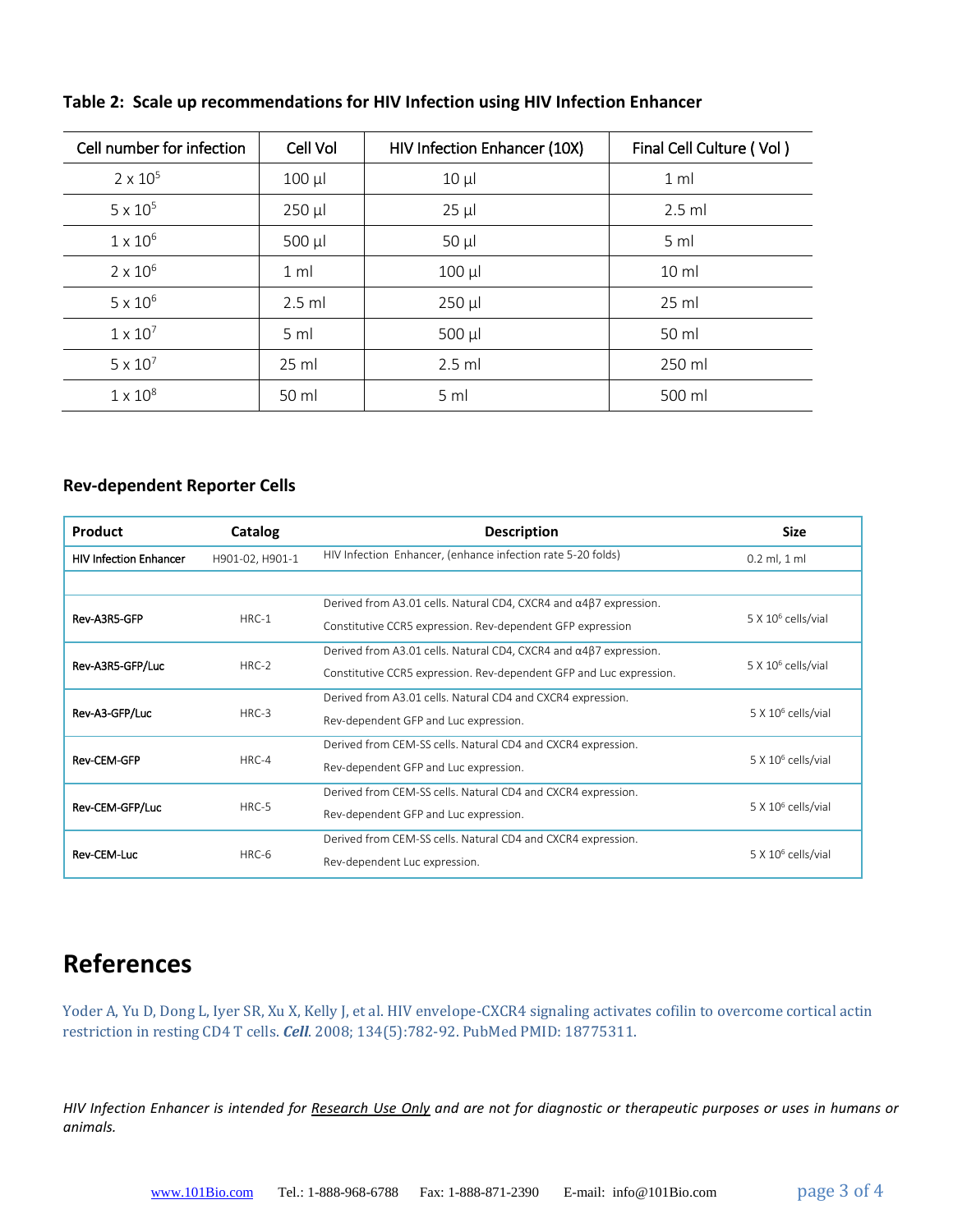**Table 2: Scale up recommendations for HIV Infection using HIV Infection Enhancer**

| Cell number for infection | Cell Vol | HIV Infection Enhancer (10X) | Final Cell Culture ( Vol ) |
|---|---|---|---|
| $2 \times 10^5$ | 100 µl | 10 µl | 1 ml |
| $5 \times 10^5$ | 250 µl | 25 µl | 2.5 ml |
| $1 \times 10^6$ | 500 µl | 50 µl | 5 ml |
| $2 \times 10^6$ | 1 ml | 100 µl | 10 ml |
| $5 \times 10^6$ | 2.5 ml | 250 µl | 25 ml |
| $1 \times 10^7$ | 5 ml | 500 µl | 50 ml |
| $5 \times 10^7$ | 25 ml | 2.5 ml | 250 ml |
| $1 \times 10^8$ | 50 ml | 5 ml | 500 ml |

### Rev-dependent Reporter Cells

| Product | Catalog | Description | Size |
|---|---|---|---|
| HIV Infection Enhancer | H901-02, H901-1 | HIV Infection Enhancer, (enhance infection rate 5-20 folds) | 0.2 ml, 1 ml |
| | | | |
| Rev-A3R5-GFP | HRC-1 | Derived from A3.01 cells. Natural CD4, CXCR4 and α4β7 expression. Constitutive CCR5 expression. Rev-dependent GFP expression | $5 \times 10^6$ cells/vial |
| Rev-A3R5-GFP/Luc | HRC-2 | Derived from A3.01 cells. Natural CD4, CXCR4 and α4β7 expression. Constitutive CCR5 expression. Rev-dependent GFP and Luc expression. | $5 \times 10^6$ cells/vial |
| Rev-A3-GFP/Luc | HRC-3 | Derived from A3.01 cells. Natural CD4 and CXCR4 expression. Rev-dependent GFP and Luc expression. | $5 \times 10^6$ cells/vial |
| Rev-CEM-GFP | HRC-4 | Derived from CEM-SS cells. Natural CD4 and CXCR4 expression. Rev-dependent GFP and Luc expression. | $5 \times 10^6$ cells/vial |
| Rev-CEM-GFP/Luc | HRC-5 | Derived from CEM-SS cells. Natural CD4 and CXCR4 expression. Rev-dependent GFP and Luc expression. | $5 \times 10^6$ cells/vial |
| Rev-CEM-Luc | HRC-6 | Derived from CEM-SS cells. Natural CD4 and CXCR4 expression. Rev-dependent Luc expression. | $5 \times 10^6$ cells/vial |

# References

Yoder A, Yu D, Dong L, Iyer SR, Xu X, Kelly J, et al. HIV envelope-CXCR4 signaling activates cofilin to overcome cortical actin restriction in resting CD4 T cells. ***Cell***. 2008; 134(5):782-92. PubMed PMID: 18775311.

*HIV Infection Enhancer is intended for Research Use Only and are not for diagnostic or therapeutic purposes or uses in humans or animals.*

www.101Bio.com Tel.: 1-888-968-6788 Fax: 1-888-871-2390 E-mail: info@101Bio.com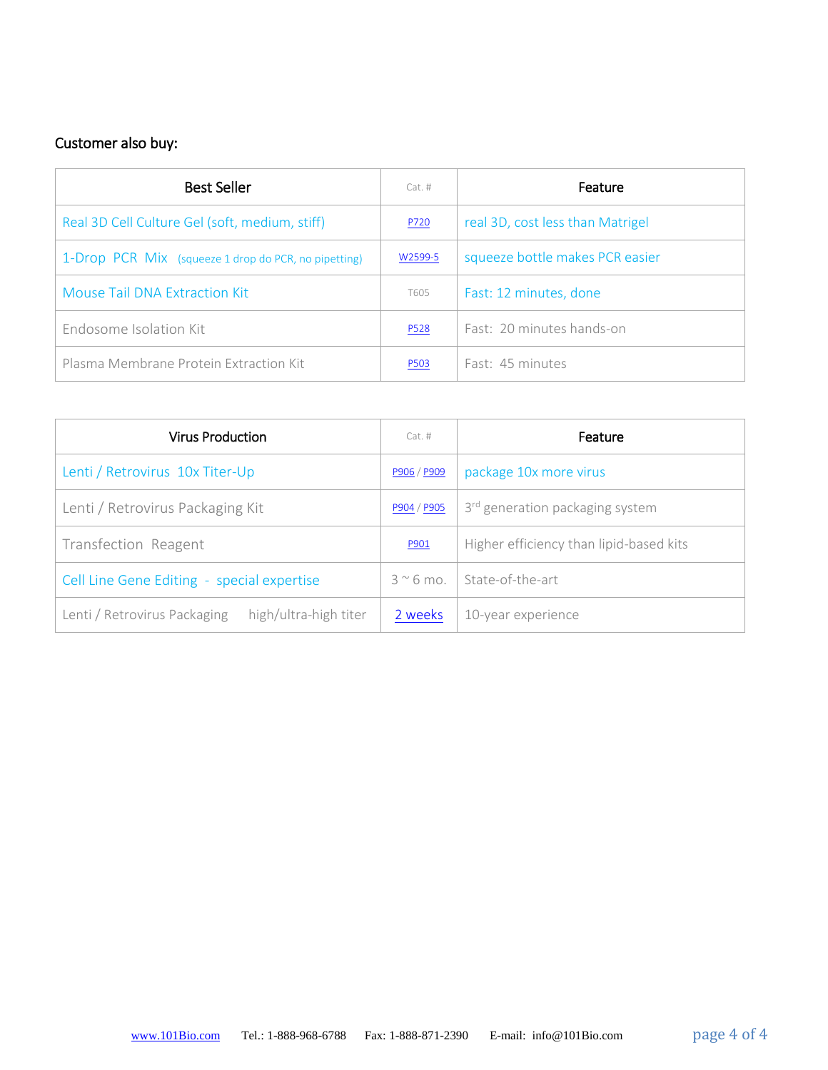Customer also buy:

| Best Seller | Cat. # | Feature |
|---|---|---|
| Real 3D Cell Culture Gel (soft, medium, stiff) | P720 | real 3D, cost less than Matrigel |
| 1-Drop PCR Mix (squeeze 1 drop do PCR, no pipetting) | W2599-5 | squeeze bottle makes PCR easier |
| Mouse Tail DNA Extraction Kit | T605 | Fast: 12 minutes, done |
| Endosome Isolation Kit | P528 | Fast: 20 minutes hands-on |
| Plasma Membrane Protein Extraction Kit | P503 | Fast: 45 minutes |

| Virus Production | Cat. # | Feature |
|---|---|---|
| Lenti / Retrovirus 10x Titer-Up | P906 / P909 | package 10x more virus |
| Lenti / Retrovirus Packaging Kit | P904 / P905 | 3rd generation packaging system |
| Transfection Reagent | P901 | Higher efficiency than lipid-based kits |
| Cell Line Gene Editing - special expertise | 3 ~ 6 mo. | State-of-the-art |
| Lenti / Retrovirus Packaging high/ultra-high titer | 2 weeks | 10-year experience |

www.101Bio.com Tel.: 1-888-968-6788 Fax: 1-888-871-2390 E-mail: info@101Bio.com